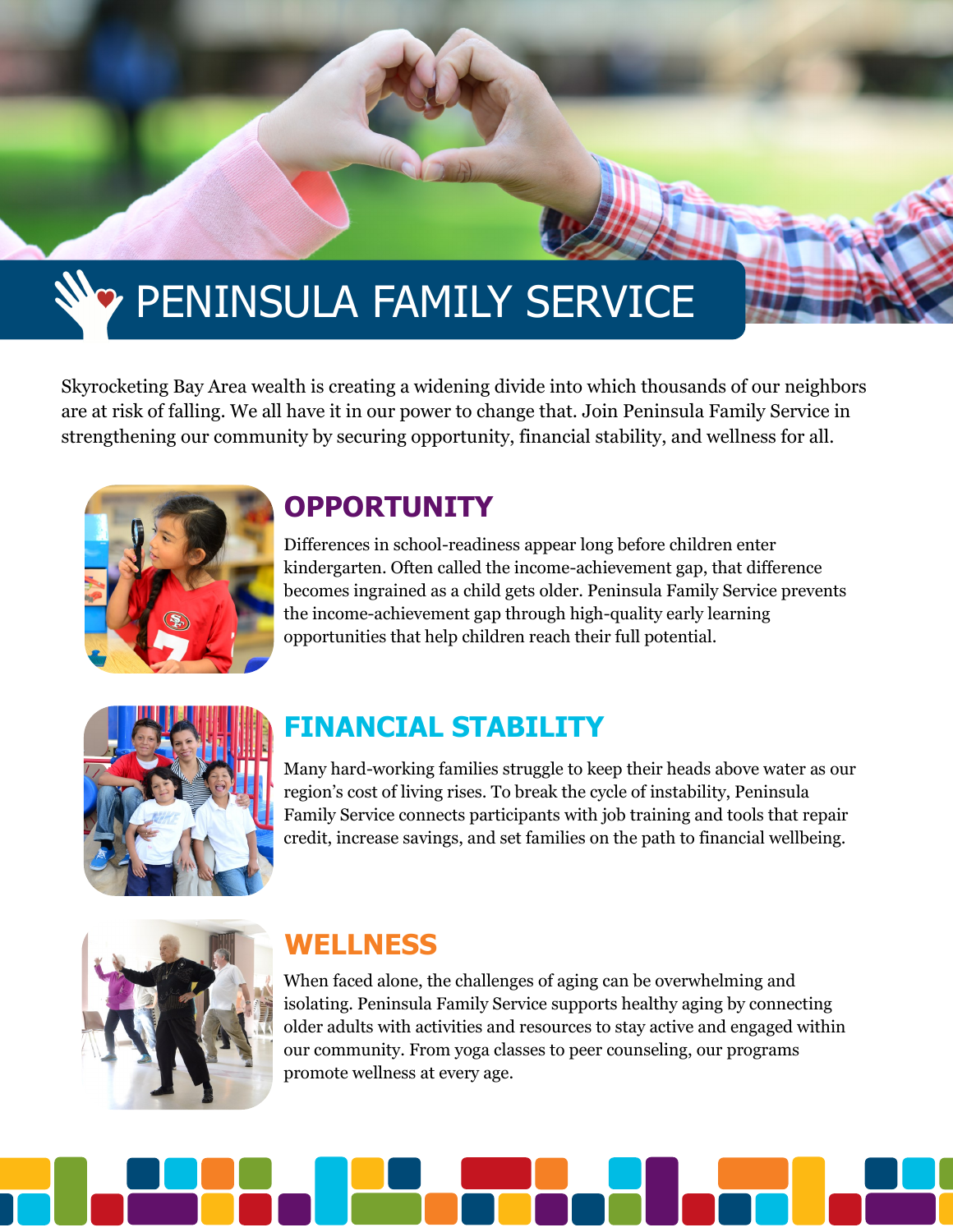# PENINSULA FAMILY SERVICE

Skyrocketing Bay Area wealth is creating a widening divide into which thousands of our neighbors are at risk of falling. We all have it in our power to change that. Join Peninsula Family Service in strengthening our community by securing opportunity, financial stability, and wellness for all.

## OPPORTUNITY

Differences in school-readiness appear long before children enter kindergarten. Often called the income-achievement gap, that difference becomes ingrained as a child gets older. Peninsula Family Service prevents the income-achievement gap through high-quality early learning opportunities that help children reach their full potential.

## FINANCIAL STABILITY

Many hard-working families struggle to keep their heads above water as our region's cost of living rises. To break the cycle of instability, Peninsula Family Service connects participants with job training and tools that repair credit, increase savings, and set families on the path to financial wellbeing.

## WELLNESS

When faced alone, the challenges of aging can be overwhelming and isolating. Peninsula Family Service supports healthy aging by connecting older adults with activities and resources to stay active and engaged within our community. From yoga classes to peer counseling, our programs promote wellness at every age.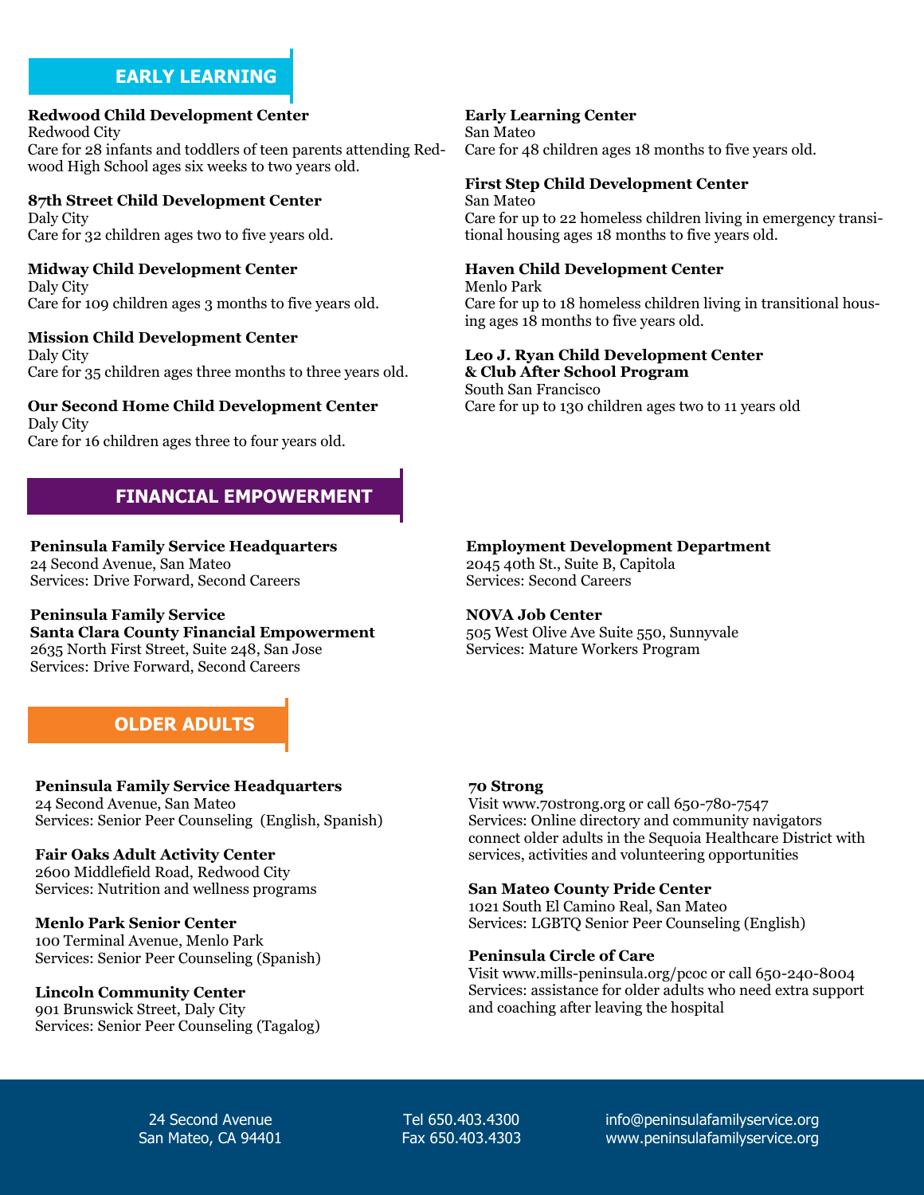## EARLY LEARNING

**Redwood Child Development Center**
Redwood City
Care for 28 infants and toddlers of teen parents attending Redwood High School ages six weeks to two years old.

**87th Street Child Development Center**
Daly City
Care for 32 children ages two to five years old.

**Midway Child Development Center**
Daly City
Care for 109 children ages 3 months to five years old.

**Mission Child Development Center**
Daly City
Care for 35 children ages three months to three years old.

**Our Second Home Child Development Center**
Daly City
Care for 16 children ages three to four years old.

**Early Learning Center**
San Mateo
Care for 48 children ages 18 months to five years old.

**First Step Child Development Center**
San Mateo
Care for up to 22 homeless children living in emergency transitional housing ages 18 months to five years old.

**Haven Child Development Center**
Menlo Park
Care for up to 18 homeless children living in transitional housing ages 18 months to five years old.

**Leo J. Ryan Child Development Center & Club After School Program**
South San Francisco
Care for up to 130 children ages two to 11 years old

## FINANCIAL EMPOWERMENT

**Peninsula Family Service Headquarters**
24 Second Avenue, San Mateo
Services: Drive Forward, Second Careers

**Peninsula Family Service**
**Santa Clara County Financial Empowerment**
2635 North First Street, Suite 248, San Jose
Services: Drive Forward, Second Careers

**Employment Development Department**
2045 40th St., Suite B, Capitola
Services: Second Careers

**NOVA Job Center**
505 West Olive Ave Suite 550, Sunnyvale
Services: Mature Workers Program

## OLDER ADULTS

**Peninsula Family Service Headquarters**
24 Second Avenue, San Mateo
Services: Senior Peer Counseling (English, Spanish)

**Fair Oaks Adult Activity Center**
2600 Middlefield Road, Redwood City
Services: Nutrition and wellness programs

**Menlo Park Senior Center**
100 Terminal Avenue, Menlo Park
Services: Senior Peer Counseling (Spanish)

**Lincoln Community Center**
901 Brunswick Street, Daly City
Services: Senior Peer Counseling (Tagalog)

**70 Strong**
Visit www.70strong.org or call 650-780-7547
Services: Online directory and community navigators connect older adults in the Sequoia Healthcare District with services, activities and volunteering opportunities

**San Mateo County Pride Center**
1021 South El Camino Real, San Mateo
Services: LGBTQ Senior Peer Counseling (English)

**Peninsula Circle of Care**
Visit www.mills-peninsula.org/pcoc or call 650-240-8004
Services: assistance for older adults who need extra support and coaching after leaving the hospital

24 Second Avenue
San Mateo, CA 94401

Tel 650.403.4300
Fax 650.403.4303

info@peninsulafamilyservice.org
www.peninsulafamilyservice.org